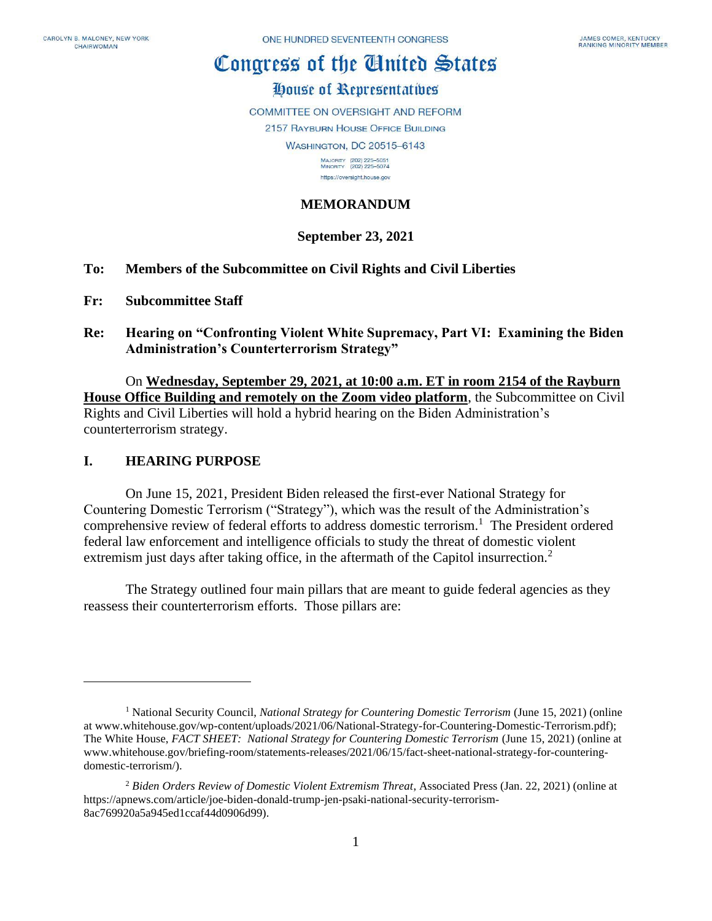CAROLYN B. MALONEY, NEW YORK
CHAIRWOMAN

ONE HUNDRED SEVENTEENTH CONGRESS

JAMES COMER, KENTUCKY
RANKING MINORITY MEMBER

# Congress of the United States

## House of Representatives

COMMITTEE ON OVERSIGHT AND REFORM

2157 RAYBURN HOUSE OFFICE BUILDING

WASHINGTON, DC 20515–6143

MAJORITY (202) 225–5051
MINORITY (202) 225–5074

https://oversight.house.gov

**MEMORANDUM**

**September 23, 2021**

**To:** **Members of the Subcommittee on Civil Rights and Civil Liberties**

**Fr:** **Subcommittee Staff**

**Re:** **Hearing on "Confronting Violent White Supremacy, Part VI: Examining the Biden Administration's Counterterrorism Strategy"**

On **Wednesday, September 29, 2021, at 10:00 a.m. ET in room 2154 of the Rayburn House Office Building and remotely on the Zoom video platform**, the Subcommittee on Civil Rights and Civil Liberties will hold a hybrid hearing on the Biden Administration's counterterrorism strategy.

## I. HEARING PURPOSE

On June 15, 2021, President Biden released the first-ever National Strategy for Countering Domestic Terrorism ("Strategy"), which was the result of the Administration's comprehensive review of federal efforts to address domestic terrorism.[1] The President ordered federal law enforcement and intelligence officials to study the threat of domestic violent extremism just days after taking office, in the aftermath of the Capitol insurrection.[2]

The Strategy outlined four main pillars that are meant to guide federal agencies as they reassess their counterterrorism efforts. Those pillars are:

---

[1] National Security Council, *National Strategy for Countering Domestic Terrorism* (June 15, 2021) (online at www.whitehouse.gov/wp-content/uploads/2021/06/National-Strategy-for-Countering-Domestic-Terrorism.pdf); The White House, *FACT SHEET: National Strategy for Countering Domestic Terrorism* (June 15, 2021) (online at www.whitehouse.gov/briefing-room/statements-releases/2021/06/15/fact-sheet-national-strategy-for-countering-domestic-terrorism/).

[2] *Biden Orders Review of Domestic Violent Extremism Threat*, Associated Press (Jan. 22, 2021) (online at https://apnews.com/article/joe-biden-donald-trump-jen-psaki-national-security-terrorism-8ac769920a5a945ed1ccaf44d0906d99).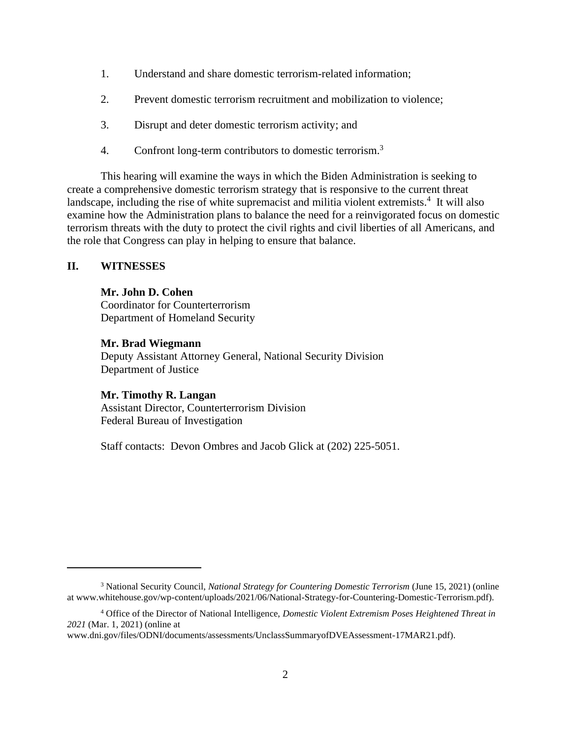1. Understand and share domestic terrorism-related information;
2. Prevent domestic terrorism recruitment and mobilization to violence;
3. Disrupt and deter domestic terrorism activity; and
4. Confront long-term contributors to domestic terrorism.[3]

This hearing will examine the ways in which the Biden Administration is seeking to create a comprehensive domestic terrorism strategy that is responsive to the current threat landscape, including the rise of white supremacist and militia violent extremists.[4] It will also examine how the Administration plans to balance the need for a reinvigorated focus on domestic terrorism threats with the duty to protect the civil rights and civil liberties of all Americans, and the role that Congress can play in helping to ensure that balance.

## II. WITNESSES

**Mr. John D. Cohen**
Coordinator for Counterterrorism
Department of Homeland Security

**Mr. Brad Wiegmann**
Deputy Assistant Attorney General, National Security Division
Department of Justice

**Mr. Timothy R. Langan**
Assistant Director, Counterterrorism Division
Federal Bureau of Investigation

Staff contacts: Devon Ombres and Jacob Glick at (202) 225-5051.

---

[3] National Security Council, *National Strategy for Countering Domestic Terrorism* (June 15, 2021) (online at www.whitehouse.gov/wp-content/uploads/2021/06/National-Strategy-for-Countering-Domestic-Terrorism.pdf).

[4] Office of the Director of National Intelligence, *Domestic Violent Extremism Poses Heightened Threat in 2021* (Mar. 1, 2021) (online at www.dni.gov/files/ODNI/documents/assessments/UnclassSummaryofDVEAssessment-17MAR21.pdf).